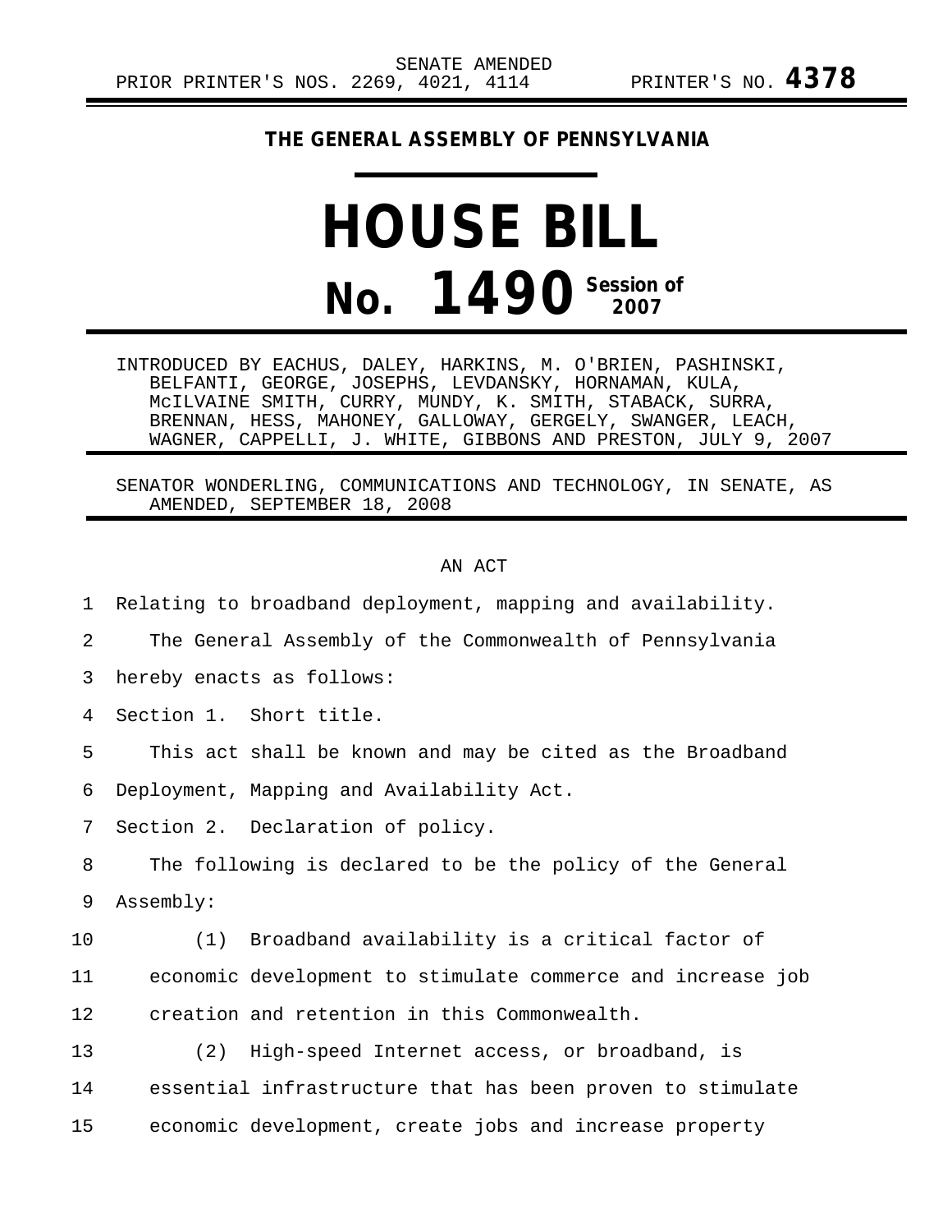SENATE AMENDED
PRIOR PRINTER'S NOS. 2269, 4021, 4114 PRINTER'S NO. **4378**

**THE GENERAL ASSEMBLY OF PENNSYLVANIA**

# HOUSE BILL

# No. 1490 Session of 2007

INTRODUCED BY EACHUS, DALEY, HARKINS, M. O'BRIEN, PASHINSKI, BELFANTI, GEORGE, JOSEPHS, LEVDANSKY, HORNAMAN, KULA, McILVAINE SMITH, CURRY, MUNDY, K. SMITH, STABACK, SURRA, BRENNAN, HESS, MAHONEY, GALLOWAY, GERGELY, SWANGER, LEACH, WAGNER, CAPPELLI, J. WHITE, GIBBONS AND PRESTON, JULY 9, 2007

SENATOR WONDERLING, COMMUNICATIONS AND TECHNOLOGY, IN SENATE, AS AMENDED, SEPTEMBER 18, 2008

AN ACT

Relating to broadband deployment, mapping and availability.

The General Assembly of the Commonwealth of Pennsylvania hereby enacts as follows:

Section 1. Short title.

This act shall be known and may be cited as the Broadband Deployment, Mapping and Availability Act.

Section 2. Declaration of policy.

The following is declared to be the policy of the General Assembly:

(1) Broadband availability is a critical factor of economic development to stimulate commerce and increase job creation and retention in this Commonwealth.

(2) High-speed Internet access, or broadband, is essential infrastructure that has been proven to stimulate economic development, create jobs and increase property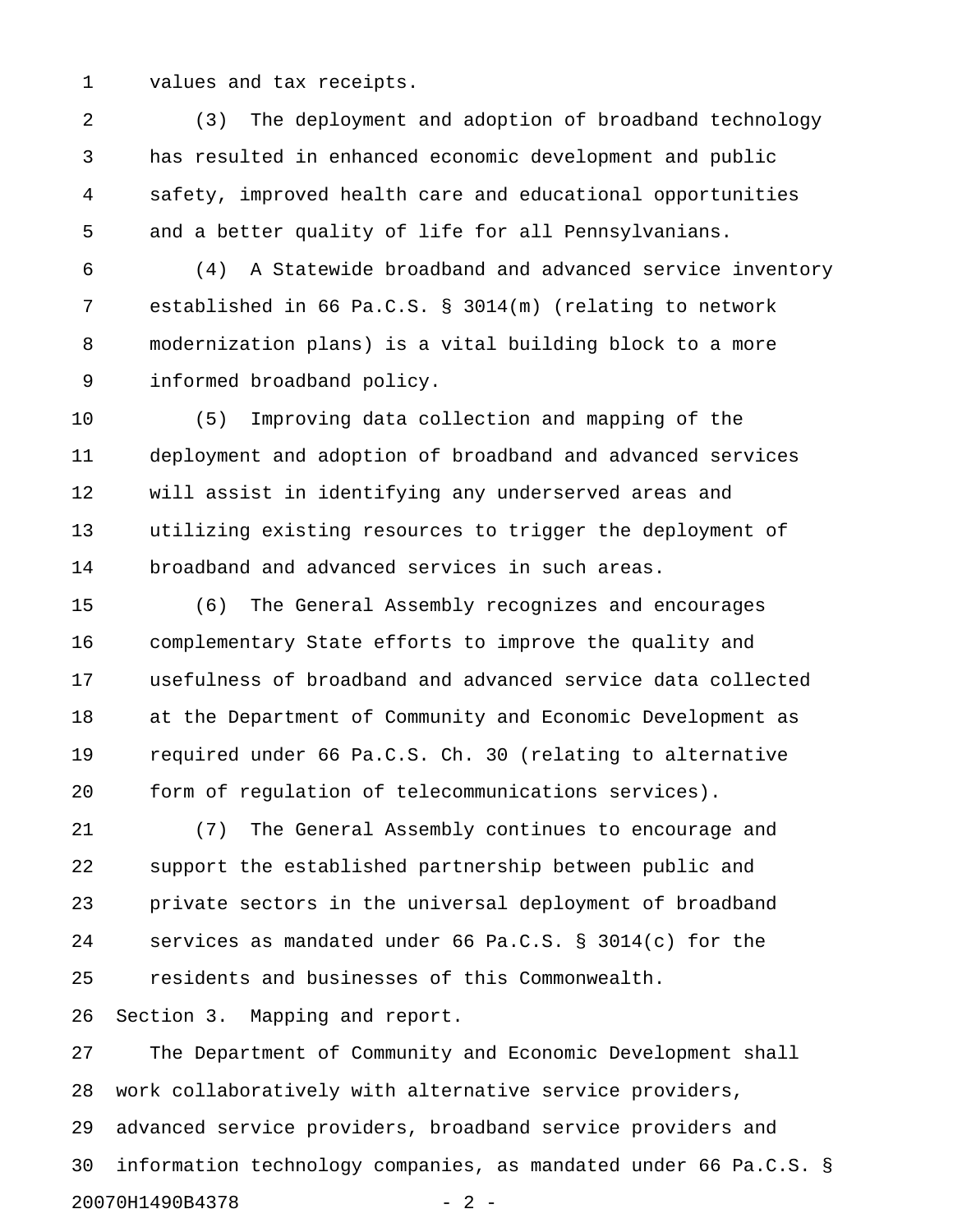values and tax receipts.

(3) The deployment and adoption of broadband technology has resulted in enhanced economic development and public safety, improved health care and educational opportunities and a better quality of life for all Pennsylvanians.

(4) A Statewide broadband and advanced service inventory established in 66 Pa.C.S. § 3014(m) (relating to network modernization plans) is a vital building block to a more informed broadband policy.

(5) Improving data collection and mapping of the deployment and adoption of broadband and advanced services will assist in identifying any underserved areas and utilizing existing resources to trigger the deployment of broadband and advanced services in such areas.

(6) The General Assembly recognizes and encourages complementary State efforts to improve the quality and usefulness of broadband and advanced service data collected at the Department of Community and Economic Development as required under 66 Pa.C.S. Ch. 30 (relating to alternative form of regulation of telecommunications services).

(7) The General Assembly continues to encourage and support the established partnership between public and private sectors in the universal deployment of broadband services as mandated under 66 Pa.C.S. § 3014(c) for the residents and businesses of this Commonwealth.

Section 3. Mapping and report.

The Department of Community and Economic Development shall work collaboratively with alternative service providers, advanced service providers, broadband service providers and information technology companies, as mandated under 66 Pa.C.S. §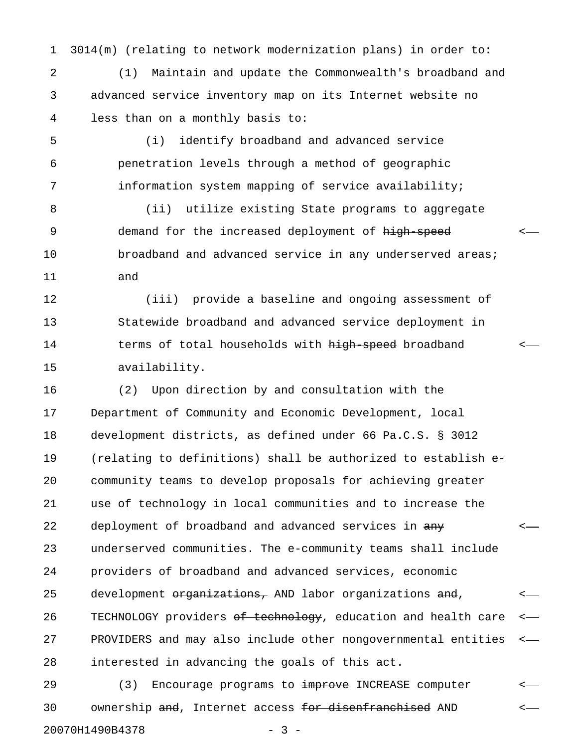3014(m) (relating to network modernization plans) in order to:

(1) Maintain and update the Commonwealth's broadband and advanced service inventory map on its Internet website no less than on a monthly basis to:

(i) identify broadband and advanced service penetration levels through a method of geographic information system mapping of service availability;

(ii) utilize existing State programs to aggregate demand for the increased deployment of ~~high-speed~~ broadband and advanced service in any underserved areas; and

(iii) provide a baseline and ongoing assessment of Statewide broadband and advanced service deployment in terms of total households with ~~high-speed~~ broadband availability.

(2) Upon direction by and consultation with the Department of Community and Economic Development, local development districts, as defined under 66 Pa.C.S. § 3012 (relating to definitions) shall be authorized to establish e-community teams to develop proposals for achieving greater use of technology in local communities and to increase the deployment of broadband and advanced services in ~~any~~ underserved communities. The e-community teams shall include providers of broadband and advanced services, economic development ~~organizations,~~ AND labor organizations ~~and~~, TECHNOLOGY providers ~~of technology~~, education and health care PROVIDERS and may also include other nongovernmental entities interested in advancing the goals of this act.

(3) Encourage programs to ~~improve~~ INCREASE computer ownership ~~and~~, Internet access ~~for disenfranchised~~ AND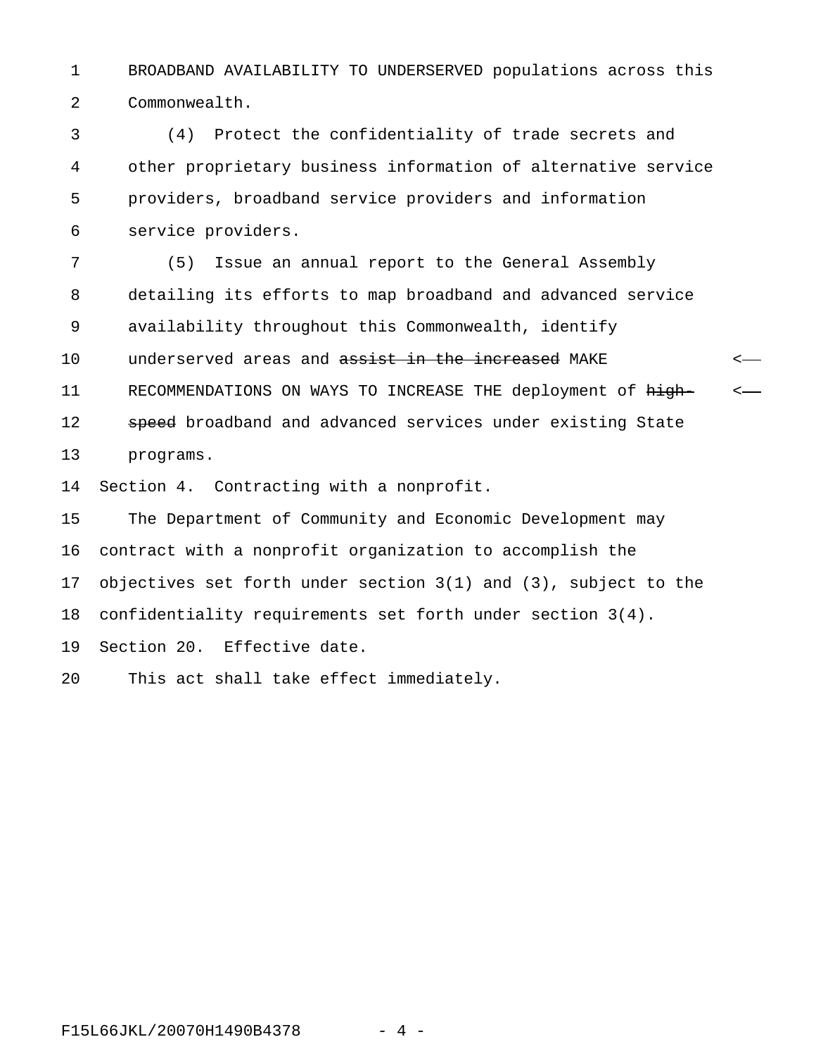BROADBAND AVAILABILITY TO UNDERSERVED populations across this Commonwealth.

(4) Protect the confidentiality of trade secrets and other proprietary business information of alternative service providers, broadband service providers and information service providers.

(5) Issue an annual report to the General Assembly detailing its efforts to map broadband and advanced service availability throughout this Commonwealth, identify underserved areas and ~~assist in the increased~~ MAKE RECOMMENDATIONS ON WAYS TO INCREASE THE deployment of ~~high-speed~~ broadband and advanced services under existing State programs.

Section 4. Contracting with a nonprofit.

The Department of Community and Economic Development may contract with a nonprofit organization to accomplish the objectives set forth under section 3(1) and (3), subject to the confidentiality requirements set forth under section 3(4).

Section 20. Effective date.

This act shall take effect immediately.